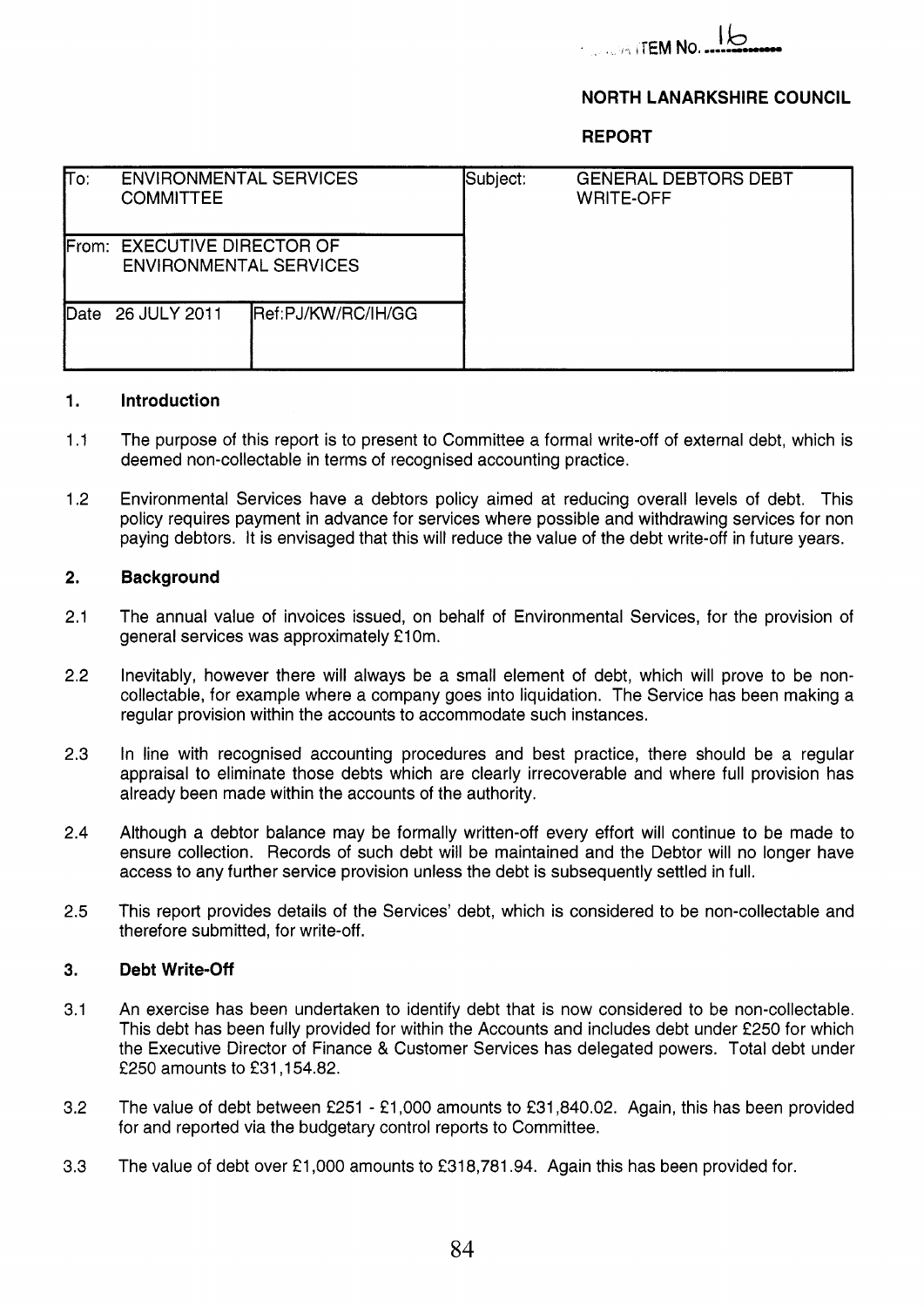ITEM No. 16

**NORTH LANARKSHIRE COUNCIL**

**REPORT**

| To: ENVIRONMENTAL SERVICES COMMITTEE | | Subject: GENERAL DEBTORS DEBT WRITE-OFF |
|---|---|---|
| From: EXECUTIVE DIRECTOR OF ENVIRONMENTAL SERVICES | | |
| Date 26 JULY 2011 | Ref:PJ/KW/RC/IH/GG | |

## 1. Introduction

1.1 The purpose of this report is to present to Committee a formal write-off of external debt, which is deemed non-collectable in terms of recognised accounting practice.

1.2 Environmental Services have a debtors policy aimed at reducing overall levels of debt. This policy requires payment in advance for services where possible and withdrawing services for non paying debtors. It is envisaged that this will reduce the value of the debt write-off in future years.

## 2. Background

2.1 The annual value of invoices issued, on behalf of Environmental Services, for the provision of general services was approximately £10m.

2.2 Inevitably, however there will always be a small element of debt, which will prove to be non-collectable, for example where a company goes into liquidation. The Service has been making a regular provision within the accounts to accommodate such instances.

2.3 In line with recognised accounting procedures and best practice, there should be a regular appraisal to eliminate those debts which are clearly irrecoverable and where full provision has already been made within the accounts of the authority.

2.4 Although a debtor balance may be formally written-off every effort will continue to be made to ensure collection. Records of such debt will be maintained and the Debtor will no longer have access to any further service provision unless the debt is subsequently settled in full.

2.5 This report provides details of the Services' debt, which is considered to be non-collectable and therefore submitted, for write-off.

## 3. Debt Write-Off

3.1 An exercise has been undertaken to identify debt that is now considered to be non-collectable. This debt has been fully provided for within the Accounts and includes debt under £250 for which the Executive Director of Finance & Customer Services has delegated powers. Total debt under £250 amounts to £31,154.82.

3.2 The value of debt between £251 - £1,000 amounts to £31,840.02. Again, this has been provided for and reported via the budgetary control reports to Committee.

3.3 The value of debt over £1,000 amounts to £318,781.94. Again this has been provided for.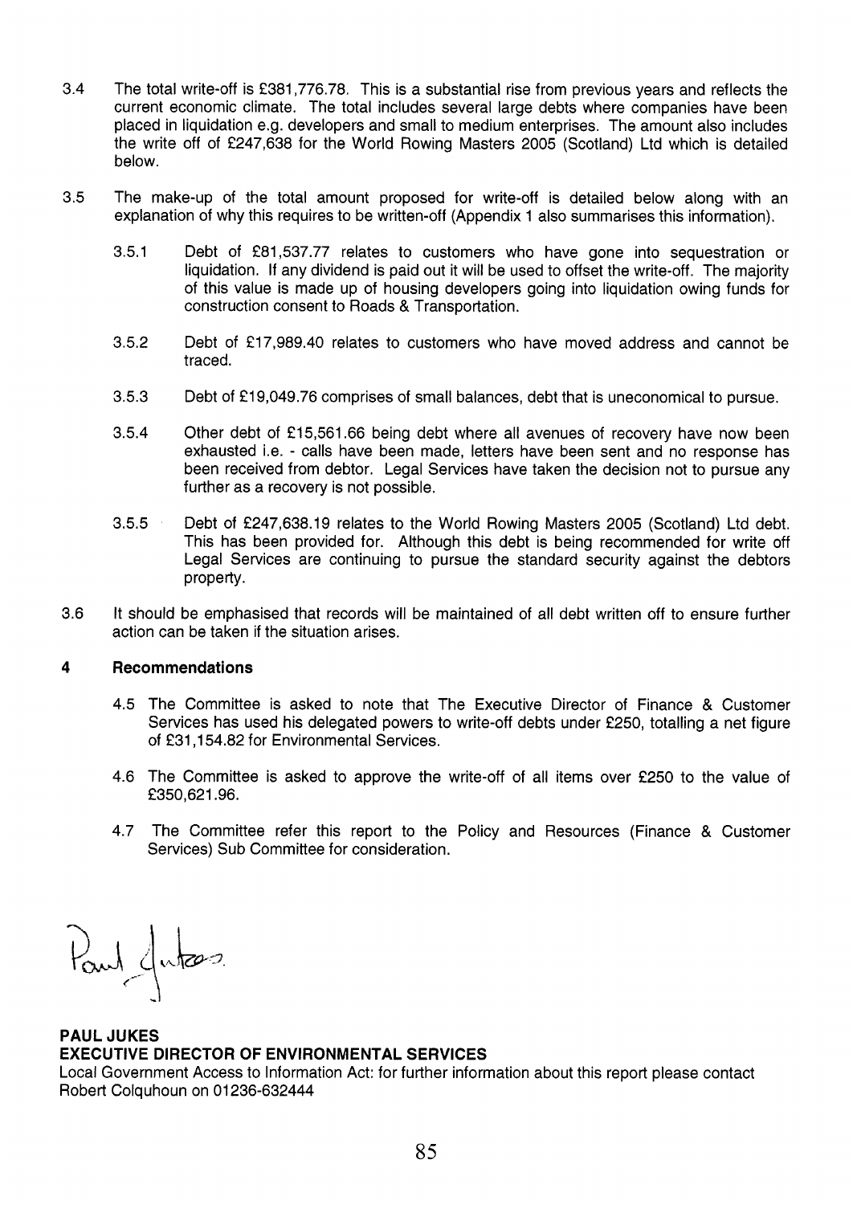3.4 The total write-off is £381,776.78. This is a substantial rise from previous years and reflects the current economic climate. The total includes several large debts where companies have been placed in liquidation e.g. developers and small to medium enterprises. The amount also includes the write off of £247,638 for the World Rowing Masters 2005 (Scotland) Ltd which is detailed below.

3.5 The make-up of the total amount proposed for write-off is detailed below along with an explanation of why this requires to be written-off (Appendix 1 also summarises this information).

3.5.1 Debt of £81,537.77 relates to customers who have gone into sequestration or liquidation. If any dividend is paid out it will be used to offset the write-off. The majority of this value is made up of housing developers going into liquidation owing funds for construction consent to Roads & Transportation.

3.5.2 Debt of £17,989.40 relates to customers who have moved address and cannot be traced.

3.5.3 Debt of £19,049.76 comprises of small balances, debt that is uneconomical to pursue.

3.5.4 Other debt of £15,561.66 being debt where all avenues of recovery have now been exhausted i.e. - calls have been made, letters have been sent and no response has been received from debtor. Legal Services have taken the decision not to pursue any further as a recovery is not possible.

3.5.5 Debt of £247,638.19 relates to the World Rowing Masters 2005 (Scotland) Ltd debt. This has been provided for. Although this debt is being recommended for write off Legal Services are continuing to pursue the standard security against the debtors property.

3.6 It should be emphasised that records will be maintained of all debt written off to ensure further action can be taken if the situation arises.

## 4 Recommendations

4.5 The Committee is asked to note that The Executive Director of Finance & Customer Services has used his delegated powers to write-off debts under £250, totalling a net figure of £31,154.82 for Environmental Services.

4.6 The Committee is asked to approve the write-off of all items over £250 to the value of £350,621.96.

4.7 The Committee refer this report to the Policy and Resources (Finance & Customer Services) Sub Committee for consideration.

Paul Jukes

**PAUL JUKES**
**EXECUTIVE DIRECTOR OF ENVIRONMENTAL SERVICES**
Local Government Access to Information Act: for further information about this report please contact Robert Colquhoun on 01236-632444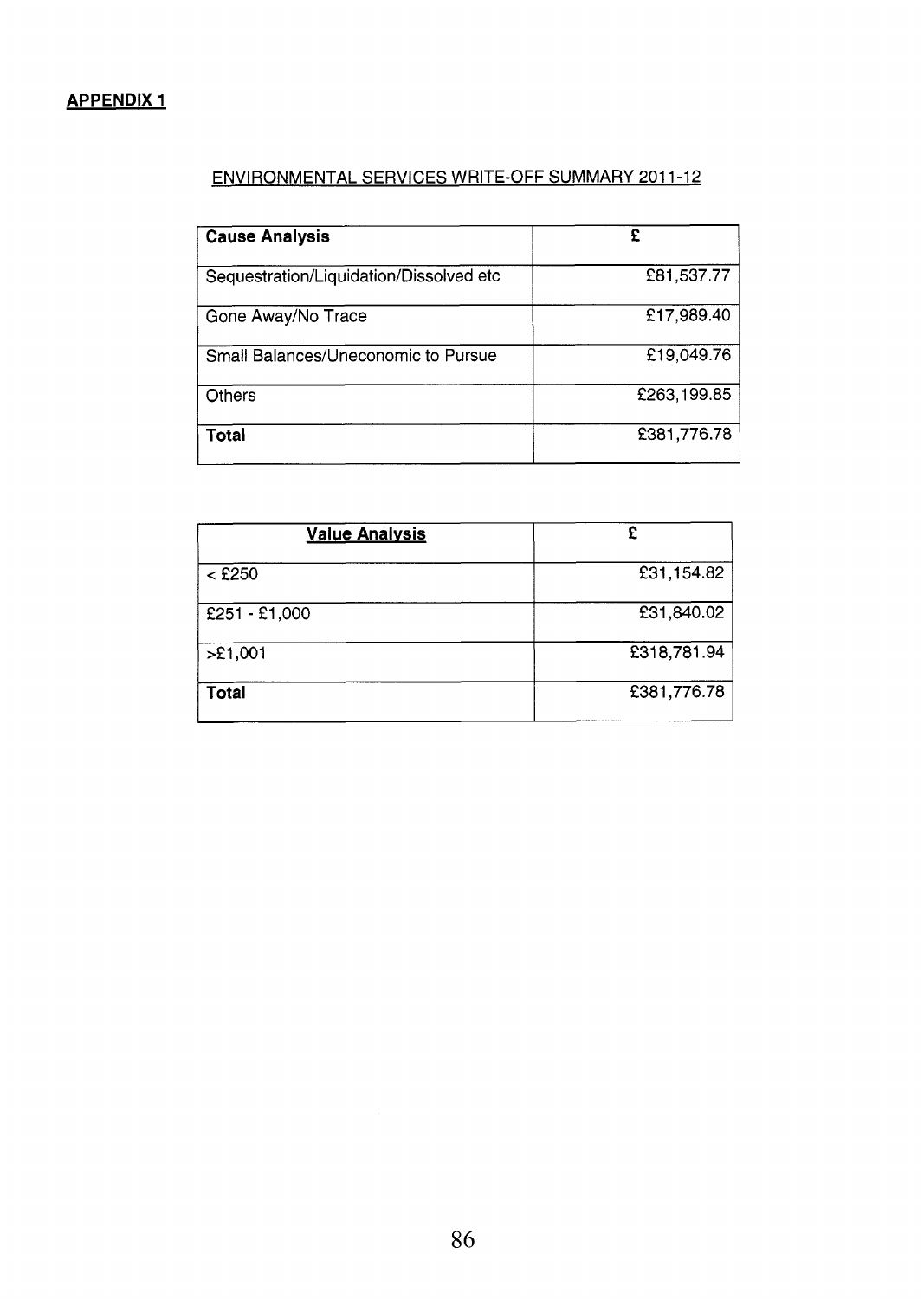**APPENDIX 1**

ENVIRONMENTAL SERVICES WRITE-OFF SUMMARY 2011-12

| **Cause Analysis** | **£** |
| --- | --- |
| Sequestration/Liquidation/Dissolved etc | £81,537.77 |
| Gone Away/No Trace | £17,989.40 |
| Small Balances/Uneconomic to Pursue | £19,049.76 |
| Others | £263,199.85 |
| **Total** | £381,776.78 |

| **Value Analysis** | **£** |
| --- | --- |
| < £250 | £31,154.82 |
| £251 - £1,000 | £31,840.02 |
| >£1,001 | £318,781.94 |
| **Total** | £381,776.78 |